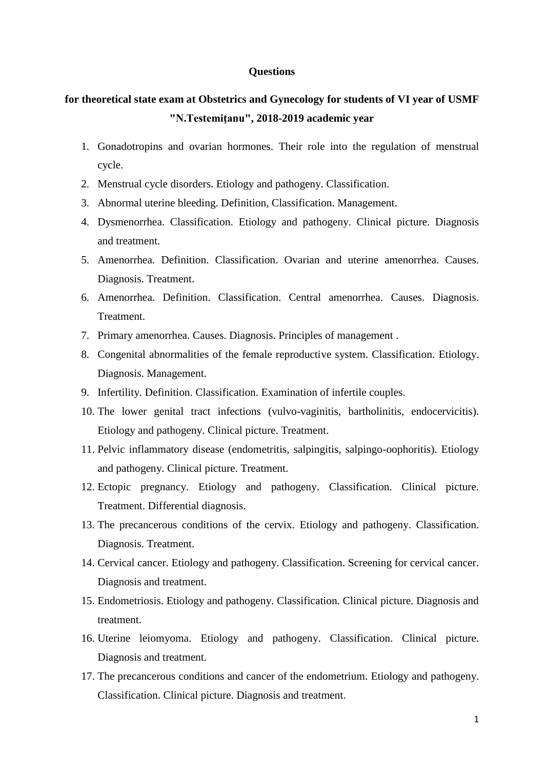**Questions**

**for theoretical state exam at Obstetrics and Gynecology for students of VI year of USMF "N.Testemițanu", 2018-2019 academic year**

1. Gonadotropins and ovarian hormones. Their role into the regulation of menstrual cycle.
2. Menstrual cycle disorders. Etiology and pathogeny. Classification.
3. Abnormal uterine bleeding. Definition, Classification. Management.
4. Dysmenorrhea. Classification. Etiology and pathogeny. Clinical picture. Diagnosis and treatment.
5. Amenorrhea. Definition. Classification. Ovarian and uterine amenorrhea. Causes. Diagnosis. Treatment.
6. Amenorrhea. Definition. Classification. Central amenorrhea. Causes. Diagnosis. Treatment.
7. Primary amenorrhea. Causes. Diagnosis. Principles of management .
8. Congenital abnormalities of the female reproductive system. Classification. Etiology. Diagnosis. Management.
9. Infertility. Definition. Classification. Examination of infertile couples.
10. The lower genital tract infections (vulvo-vaginitis, bartholinitis, endocervicitis). Etiology and pathogeny. Clinical picture. Treatment.
11. Pelvic inflammatory disease (endometritis, salpingitis, salpingo-oophoritis). Etiology and pathogeny. Clinical picture. Treatment.
12. Ectopic pregnancy. Etiology and pathogeny. Classification. Clinical picture. Treatment. Differential diagnosis.
13. The precancerous conditions of the cervix. Etiology and pathogeny. Classification. Diagnosis. Treatment.
14. Cervical cancer. Etiology and pathogeny. Classification. Screening for cervical cancer. Diagnosis and treatment.
15. Endometriosis. Etiology and pathogeny. Classification. Clinical picture. Diagnosis and treatment.
16. Uterine leiomyoma. Etiology and pathogeny. Classification. Clinical picture. Diagnosis and treatment.
17. The precancerous conditions and cancer of the endometrium. Etiology and pathogeny. Classification. Clinical picture. Diagnosis and treatment.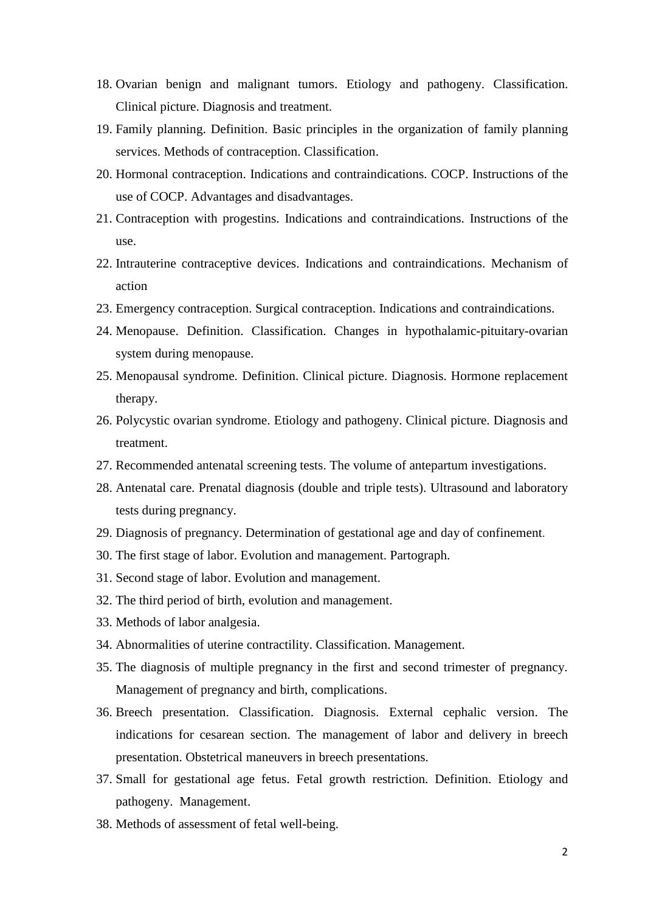18. Ovarian benign and malignant tumors. Etiology and pathogeny. Classification. Clinical picture. Diagnosis and treatment.
19. Family planning. Definition. Basic principles in the organization of family planning services. Methods of contraception. Classification.
20. Hormonal contraception. Indications and contraindications. COCP. Instructions of the use of COCP. Advantages and disadvantages.
21. Contraception with progestins. Indications and contraindications. Instructions of the use.
22. Intrauterine contraceptive devices. Indications and contraindications. Mechanism of action
23. Emergency contraception. Surgical contraception. Indications and contraindications.
24. Menopause. Definition. Classification. Changes in hypothalamic-pituitary-ovarian system during menopause.
25. Menopausal syndrome. Definition. Clinical picture. Diagnosis. Hormone replacement therapy.
26. Polycystic ovarian syndrome. Etiology and pathogeny. Clinical picture. Diagnosis and treatment.
27. Recommended antenatal screening tests. The volume of antepartum investigations.
28. Antenatal care. Prenatal diagnosis (double and triple tests). Ultrasound and laboratory tests during pregnancy.
29. Diagnosis of pregnancy. Determination of gestational age and day of confinement.
30. The first stage of labor. Evolution and management. Partograph.
31. Second stage of labor. Evolution and management.
32. The third period of birth, evolution and management.
33. Methods of labor analgesia.
34. Abnormalities of uterine contractility. Classification. Management.
35. The diagnosis of multiple pregnancy in the first and second trimester of pregnancy. Management of pregnancy and birth, complications.
36. Breech presentation. Classification. Diagnosis. External cephalic version. The indications for cesarean section. The management of labor and delivery in breech presentation. Obstetrical maneuvers in breech presentations.
37. Small for gestational age fetus. Fetal growth restriction. Definition. Etiology and pathogeny. Management.
38. Methods of assessment of fetal well-being.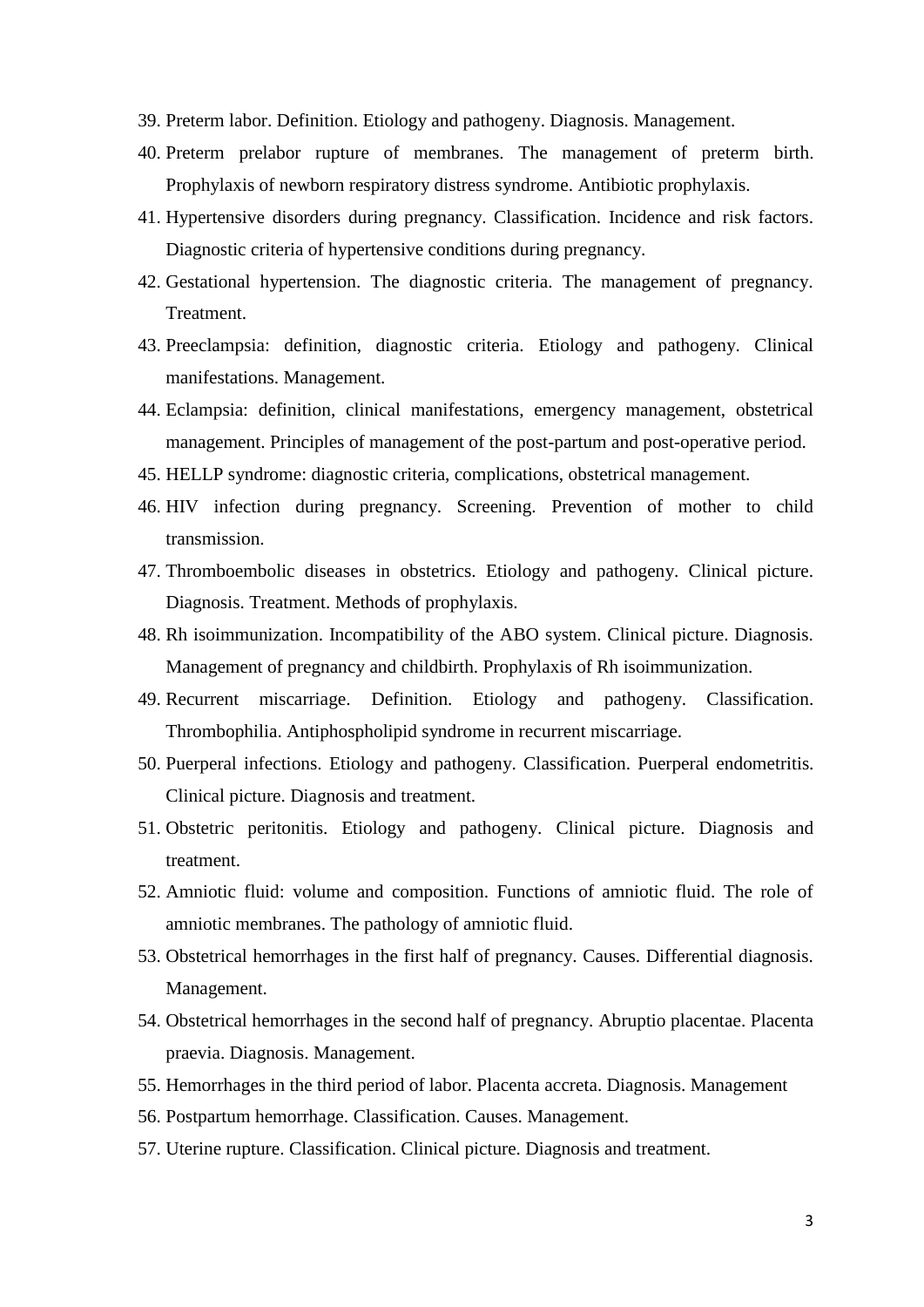39. Preterm labor. Definition. Etiology and pathogeny. Diagnosis. Management.
40. Preterm prelabor rupture of membranes. The management of preterm birth. Prophylaxis of newborn respiratory distress syndrome. Antibiotic prophylaxis.
41. Hypertensive disorders during pregnancy. Classification. Incidence and risk factors. Diagnostic criteria of hypertensive conditions during pregnancy.
42. Gestational hypertension. The diagnostic criteria. The management of pregnancy. Treatment.
43. Preeclampsia: definition, diagnostic criteria. Etiology and pathogeny. Clinical manifestations. Management.
44. Eclampsia: definition, clinical manifestations, emergency management, obstetrical management. Principles of management of the post-partum and post-operative period.
45. HELLP syndrome: diagnostic criteria, complications, obstetrical management.
46. HIV infection during pregnancy. Screening. Prevention of mother to child transmission.
47. Thromboembolic diseases in obstetrics. Etiology and pathogeny. Clinical picture. Diagnosis. Treatment. Methods of prophylaxis.
48. Rh isoimmunization. Incompatibility of the ABO system. Clinical picture. Diagnosis. Management of pregnancy and childbirth. Prophylaxis of Rh isoimmunization.
49. Recurrent miscarriage. Definition. Etiology and pathogeny. Classification. Thrombophilia. Antiphospholipid syndrome in recurrent miscarriage.
50. Puerperal infections. Etiology and pathogeny. Classification. Puerperal endometritis. Clinical picture. Diagnosis and treatment.
51. Obstetric peritonitis. Etiology and pathogeny. Clinical picture. Diagnosis and treatment.
52. Amniotic fluid: volume and composition. Functions of amniotic fluid. The role of amniotic membranes. The pathology of amniotic fluid.
53. Obstetrical hemorrhages in the first half of pregnancy. Causes. Differential diagnosis. Management.
54. Obstetrical hemorrhages in the second half of pregnancy. Abruptio placentae. Placenta praevia. Diagnosis. Management.
55. Hemorrhages in the third period of labor. Placenta accreta. Diagnosis. Management
56. Postpartum hemorrhage. Classification. Causes. Management.
57. Uterine rupture. Classification. Clinical picture. Diagnosis and treatment.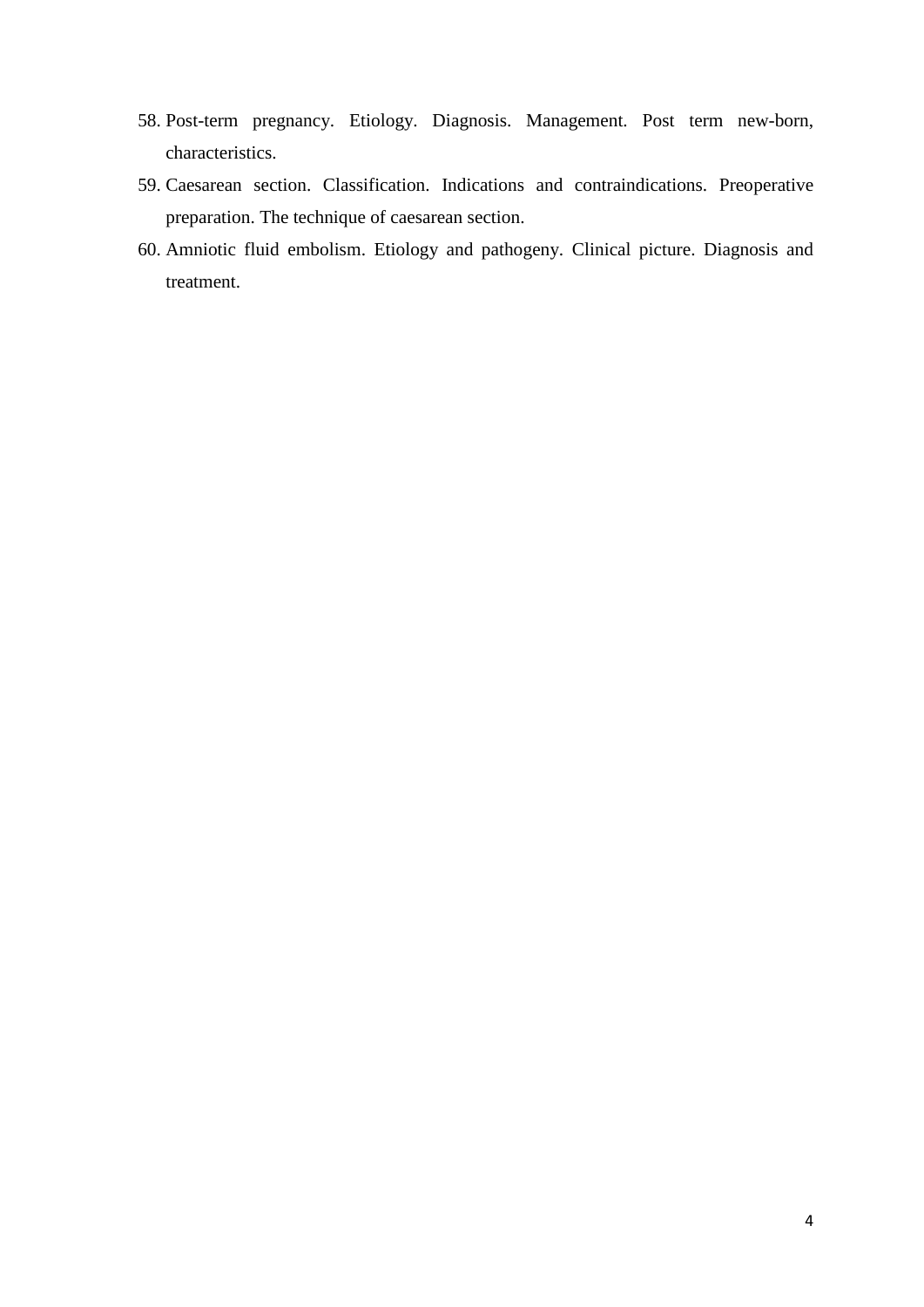58. Post-term pregnancy. Etiology. Diagnosis. Management. Post term new-born, characteristics.
59. Caesarean section. Classification. Indications and contraindications. Preoperative preparation. The technique of caesarean section.
60. Amniotic fluid embolism. Etiology and pathogeny. Clinical picture. Diagnosis and treatment.